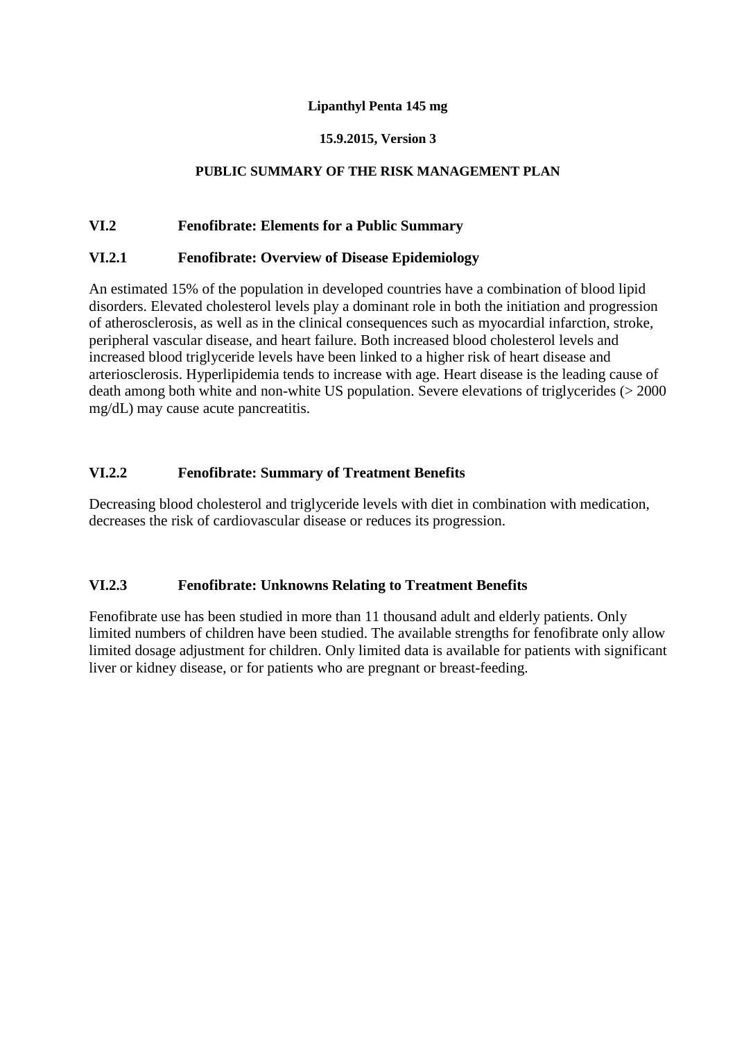**Lipanthyl Penta 145 mg**

**15.9.2015, Version 3**

**PUBLIC SUMMARY OF THE RISK MANAGEMENT PLAN**

## VI.2 Fenofibrate: Elements for a Public Summary

### VI.2.1 Fenofibrate: Overview of Disease Epidemiology

An estimated 15% of the population in developed countries have a combination of blood lipid disorders. Elevated cholesterol levels play a dominant role in both the initiation and progression of atherosclerosis, as well as in the clinical consequences such as myocardial infarction, stroke, peripheral vascular disease, and heart failure. Both increased blood cholesterol levels and increased blood triglyceride levels have been linked to a higher risk of heart disease and arteriosclerosis. Hyperlipidemia tends to increase with age. Heart disease is the leading cause of death among both white and non-white US population. Severe elevations of triglycerides (> 2000 mg/dL) may cause acute pancreatitis.

### VI.2.2 Fenofibrate: Summary of Treatment Benefits

Decreasing blood cholesterol and triglyceride levels with diet in combination with medication, decreases the risk of cardiovascular disease or reduces its progression.

### VI.2.3 Fenofibrate: Unknowns Relating to Treatment Benefits

Fenofibrate use has been studied in more than 11 thousand adult and elderly patients. Only limited numbers of children have been studied. The available strengths for fenofibrate only allow limited dosage adjustment for children. Only limited data is available for patients with significant liver or kidney disease, or for patients who are pregnant or breast-feeding.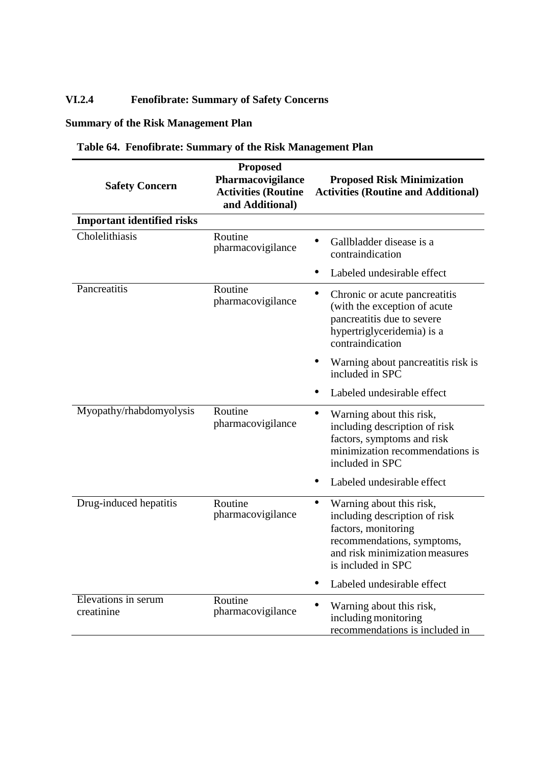### VI.2.4 Fenofibrate: Summary of Safety Concerns

**Summary of the Risk Management Plan**

**Table 64. Fenofibrate: Summary of the Risk Management Plan**

| Safety Concern | Proposed Pharmacovigilance Activities (Routine and Additional) | Proposed Risk Minimization Activities (Routine and Additional) |
|---|---|---|
| **Important identified risks** | | |
| Cholelithiasis | Routine pharmacovigilance | • Gallbladder disease is a contraindication<br>• Labeled undesirable effect |
| Pancreatitis | Routine pharmacovigilance | • Chronic or acute pancreatitis (with the exception of acute pancreatitis due to severe hypertriglyceridemia) is a contraindication<br>• Warning about pancreatitis risk is included in SPC<br>• Labeled undesirable effect |
| Myopathy/rhabdomyolysis | Routine pharmacovigilance | • Warning about this risk, including description of risk factors, symptoms and risk minimization recommendations is included in SPC<br>• Labeled undesirable effect |
| Drug-induced hepatitis | Routine pharmacovigilance | • Warning about this risk, including description of risk factors, monitoring recommendations, symptoms, and risk minimization measures is included in SPC<br>• Labeled undesirable effect |
| Elevations in serum creatinine | Routine pharmacovigilance | • Warning about this risk, including monitoring recommendations is included in |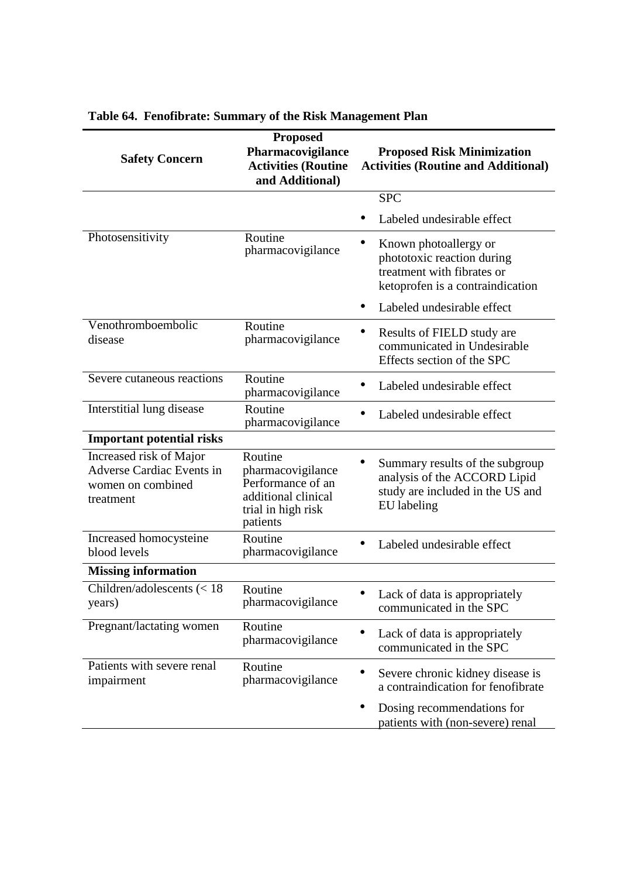**Table 64. Fenofibrate: Summary of the Risk Management Plan**

| Safety Concern | Proposed Pharmacovigilance Activities (Routine and Additional) | Proposed Risk Minimization Activities (Routine and Additional) |
|---|---|---|
| | | SPC<br>• Labeled undesirable effect |
| Photosensitivity | Routine pharmacovigilance | • Known photoallergy or phototoxic reaction during treatment with fibrates or ketoprofen is a contraindication<br>• Labeled undesirable effect |
| Venothromboembolic disease | Routine pharmacovigilance | • Results of FIELD study are communicated in Undesirable Effects section of the SPC |
| Severe cutaneous reactions | Routine pharmacovigilance | • Labeled undesirable effect |
| Interstitial lung disease | Routine pharmacovigilance | • Labeled undesirable effect |
| **Important potential risks** | | |
| Increased risk of Major Adverse Cardiac Events in women on combined treatment | Routine pharmacovigilance<br>Performance of an additional clinical trial in high risk patients | • Summary results of the subgroup analysis of the ACCORD Lipid study are included in the US and EU labeling |
| Increased homocysteine blood levels | Routine pharmacovigilance | • Labeled undesirable effect |
| **Missing information** | | |
| Children/adolescents (< 18 years) | Routine pharmacovigilance | • Lack of data is appropriately communicated in the SPC |
| Pregnant/lactating women | Routine pharmacovigilance | • Lack of data is appropriately communicated in the SPC |
| Patients with severe renal impairment | Routine pharmacovigilance | • Severe chronic kidney disease is a contraindication for fenofibrate<br>• Dosing recommendations for patients with (non-severe) renal |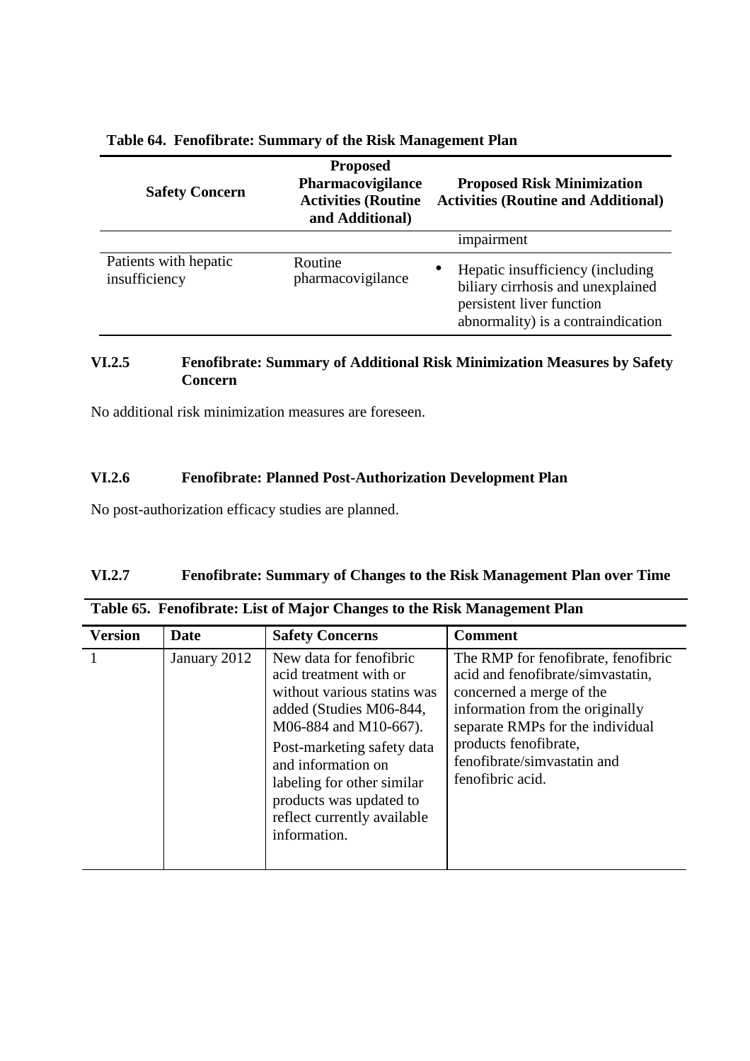**Table 64. Fenofibrate: Summary of the Risk Management Plan**

| Safety Concern | Proposed Pharmacovigilance Activities (Routine and Additional) | Proposed Risk Minimization Activities (Routine and Additional) |
|---|---|---|
| | | impairment |
| Patients with hepatic insufficiency | Routine pharmacovigilance | • Hepatic insufficiency (including biliary cirrhosis and unexplained persistent liver function abnormality) is a contraindication |

### VI.2.5 Fenofibrate: Summary of Additional Risk Minimization Measures by Safety Concern

No additional risk minimization measures are foreseen.

### VI.2.6 Fenofibrate: Planned Post-Authorization Development Plan

No post-authorization efficacy studies are planned.

### VI.2.7 Fenofibrate: Summary of Changes to the Risk Management Plan over Time

**Table 65. Fenofibrate: List of Major Changes to the Risk Management Plan**

| Version | Date | Safety Concerns | Comment |
|---|---|---|---|
| 1 | January 2012 | New data for fenofibric acid treatment with or without various statins was added (Studies M06-844, M06-884 and M10-667). Post-marketing safety data and information on labeling for other similar products was updated to reflect currently available information. | The RMP for fenofibrate, fenofibric acid and fenofibrate/simvastatin, concerned a merge of the information from the originally separate RMPs for the individual products fenofibrate, fenofibrate/simvastatin and fenofibric acid. |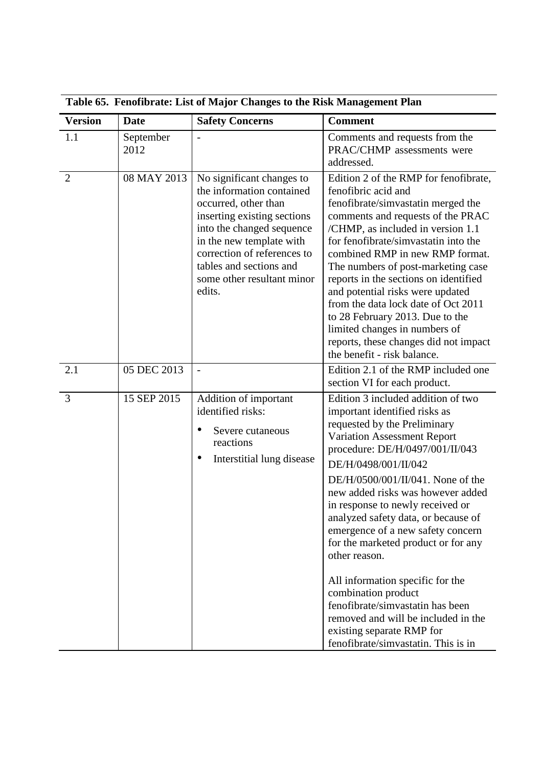**Table 65. Fenofibrate: List of Major Changes to the Risk Management Plan**

| Version | Date | Safety Concerns | Comment |
|---|---|---|---|
| 1.1 | September 2012 | - | Comments and requests from the PRAC/CHMP assessments were addressed. |
| 2 | 08 MAY 2013 | No significant changes to the information contained occurred, other than inserting existing sections into the changed sequence in the new template with correction of references to tables and sections and some other resultant minor edits. | Edition 2 of the RMP for fenofibrate, fenofibric acid and fenofibrate/simvastatin merged the comments and requests of the PRAC /CHMP, as included in version 1.1 for fenofibrate/simvastatin into the combined RMP in new RMP format. The numbers of post-marketing case reports in the sections on identified and potential risks were updated from the data lock date of Oct 2011 to 28 February 2013. Due to the limited changes in numbers of reports, these changes did not impact the benefit - risk balance. |
| 2.1 | 05 DEC 2013 | - | Edition 2.1 of the RMP included one section VI for each product. |
| 3 | 15 SEP 2015 | Addition of important identified risks:<br>• Severe cutaneous reactions<br>• Interstitial lung disease | Edition 3 included addition of two important identified risks as requested by the Preliminary Variation Assessment Report procedure: DE/H/0497/001/II/043<br>DE/H/0498/001/II/042<br>DE/H/0500/001/II/041. None of the new added risks was however added in response to newly received or analyzed safety data, or because of emergence of a new safety concern for the marketed product or for any other reason.<br><br>All information specific for the combination product fenofibrate/simvastatin has been removed and will be included in the existing separate RMP for fenofibrate/simvastatin. This is in |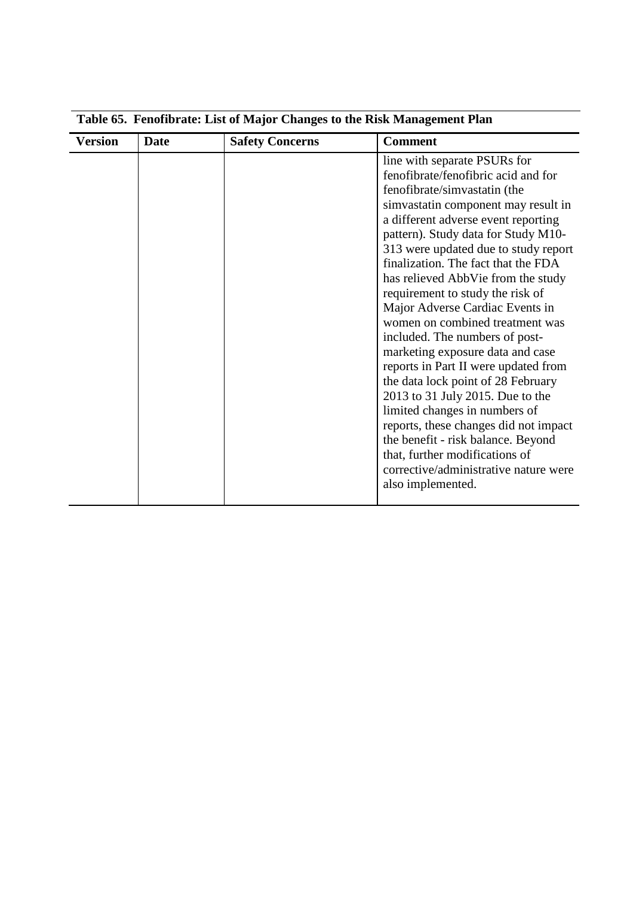**Table 65. Fenofibrate: List of Major Changes to the Risk Management Plan**

| Version | Date | Safety Concerns | Comment |
|---|---|---|---|
| | | | line with separate PSURs for fenofibrate/fenofibric acid and for fenofibrate/simvastatin (the simvastatin component may result in a different adverse event reporting pattern). Study data for Study M10-313 were updated due to study report finalization. The fact that the FDA has relieved AbbVie from the study requirement to study the risk of Major Adverse Cardiac Events in women on combined treatment was included. The numbers of post-marketing exposure data and case reports in Part II were updated from the data lock point of 28 February 2013 to 31 July 2015. Due to the limited changes in numbers of reports, these changes did not impact the benefit - risk balance. Beyond that, further modifications of corrective/administrative nature were also implemented. |